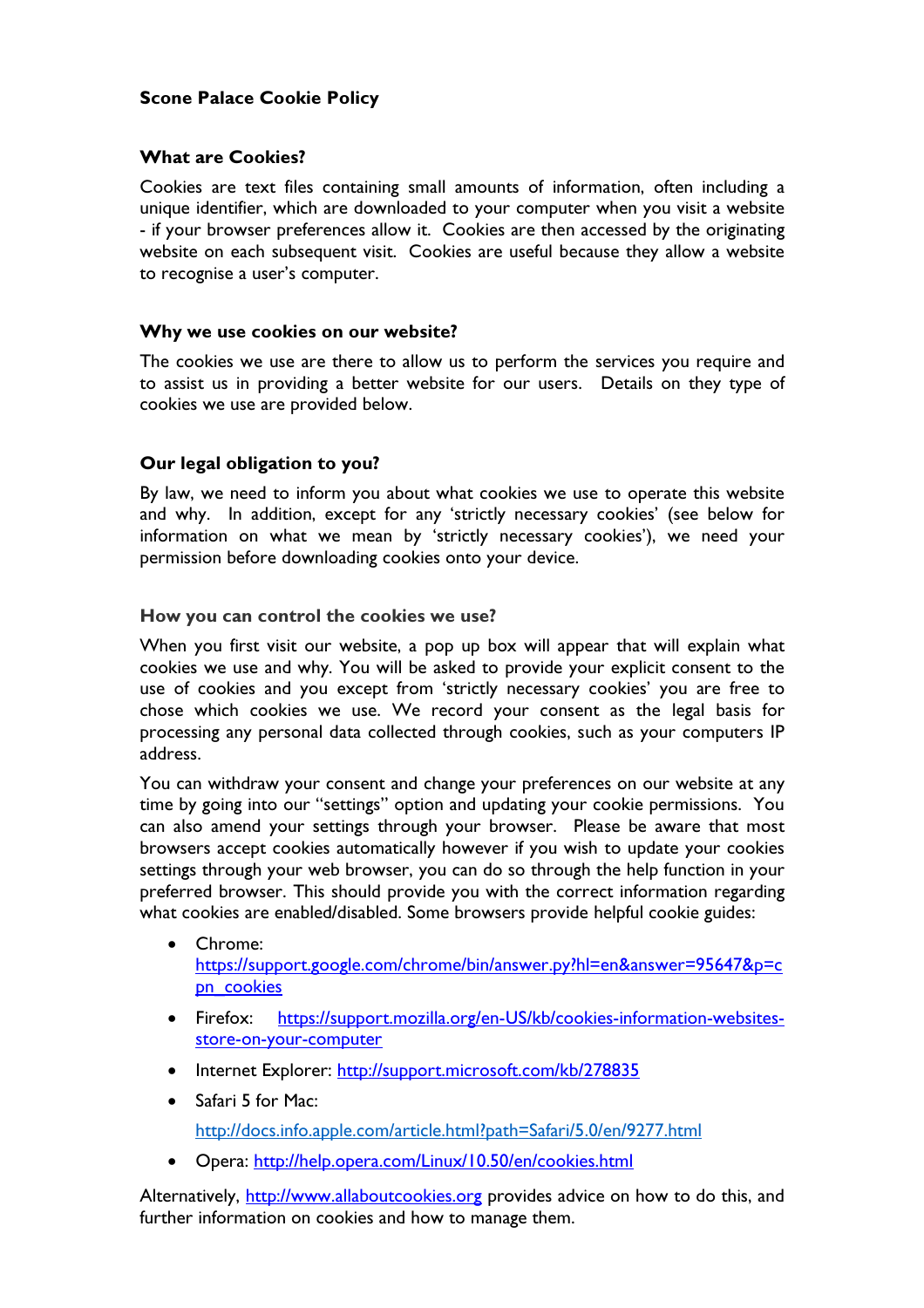# Scone Palace Cookie Policy

## What are Cookies?

Cookies are text files containing small amounts of information, often including a unique identifier, which are downloaded to your computer when you visit a website - if your browser preferences allow it. Cookies are then accessed by the originating website on each subsequent visit. Cookies are useful because they allow a website to recognise a user's computer.

## Why we use cookies on our website?

The cookies we use are there to allow us to perform the services you require and to assist us in providing a better website for our users. Details on they type of cookies we use are provided below.

## Our legal obligation to you?

By law, we need to inform you about what cookies we use to operate this website and why. In addition, except for any 'strictly necessary cookies' (see below for information on what we mean by 'strictly necessary cookies'), we need your permission before downloading cookies onto your device.

## How you can control the cookies we use?

When you first visit our website, a pop up box will appear that will explain what cookies we use and why. You will be asked to provide your explicit consent to the use of cookies and you except from 'strictly necessary cookies' you are free to chose which cookies we use. We record your consent as the legal basis for processing any personal data collected through cookies, such as your computers IP address.

You can withdraw your consent and change your preferences on our website at any time by going into our "settings" option and updating your cookie permissions. You can also amend your settings through your browser. Please be aware that most browsers accept cookies automatically however if you wish to update your cookies settings through your web browser, you can do so through the help function in your preferred browser. This should provide you with the correct information regarding what cookies are enabled/disabled. Some browsers provide helpful cookie guides:

- Chrome: https://support.google.com/chrome/bin/answer.py?hl=en&answer=95647&p=cpn_cookies
- Firefox: https://support.mozilla.org/en-US/kb/cookies-information-websites-store-on-your-computer
- Internet Explorer: http://support.microsoft.com/kb/278835
- Safari 5 for Mac:

  http://docs.info.apple.com/article.html?path=Safari/5.0/en/9277.html
- Opera: http://help.opera.com/Linux/10.50/en/cookies.html

Alternatively, http://www.allaboutcookies.org provides advice on how to do this, and further information on cookies and how to manage them.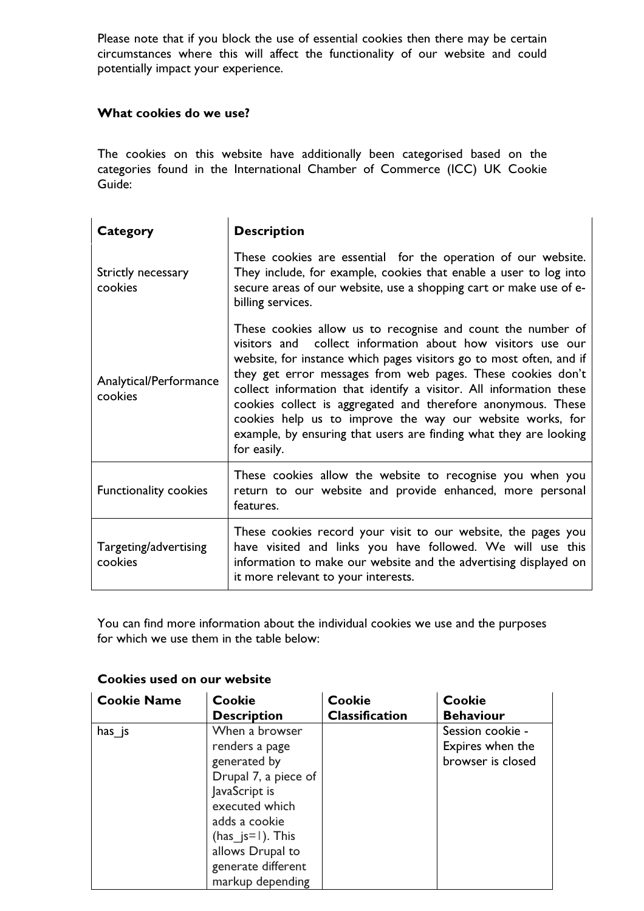Please note that if you block the use of essential cookies then there may be certain circumstances where this will affect the functionality of our website and could potentially impact your experience.

**What cookies do we use?**

The cookies on this website have additionally been categorised based on the categories found in the International Chamber of Commerce (ICC) UK Cookie Guide:

| **Category** | **Description** |
|---|---|
| Strictly necessary cookies | These cookies are essential for the operation of our website. They include, for example, cookies that enable a user to log into secure areas of our website, use a shopping cart or make use of e-billing services. |
| Analytical/Performance cookies | These cookies allow us to recognise and count the number of visitors and collect information about how visitors use our website, for instance which pages visitors go to most often, and if they get error messages from web pages. These cookies don't collect information that identify a visitor. All information these cookies collect is aggregated and therefore anonymous. These cookies help us to improve the way our website works, for example, by ensuring that users are finding what they are looking for easily. |
| Functionality cookies | These cookies allow the website to recognise you when you return to our website and provide enhanced, more personal features. |
| Targeting/advertising cookies | These cookies record your visit to our website, the pages you have visited and links you have followed. We will use this information to make our website and the advertising displayed on it more relevant to your interests. |

You can find more information about the individual cookies we use and the purposes for which we use them in the table below:

**Cookies used on our website**

| **Cookie Name** | **Cookie Description** | **Cookie Classification** | **Cookie Behaviour** |
|---|---|---|---|
| has_js | When a browser renders a page generated by Drupal 7, a piece of JavaScript is executed which adds a cookie (has_js=1). This allows Drupal to generate different markup depending | | Session cookie - Expires when the browser is closed |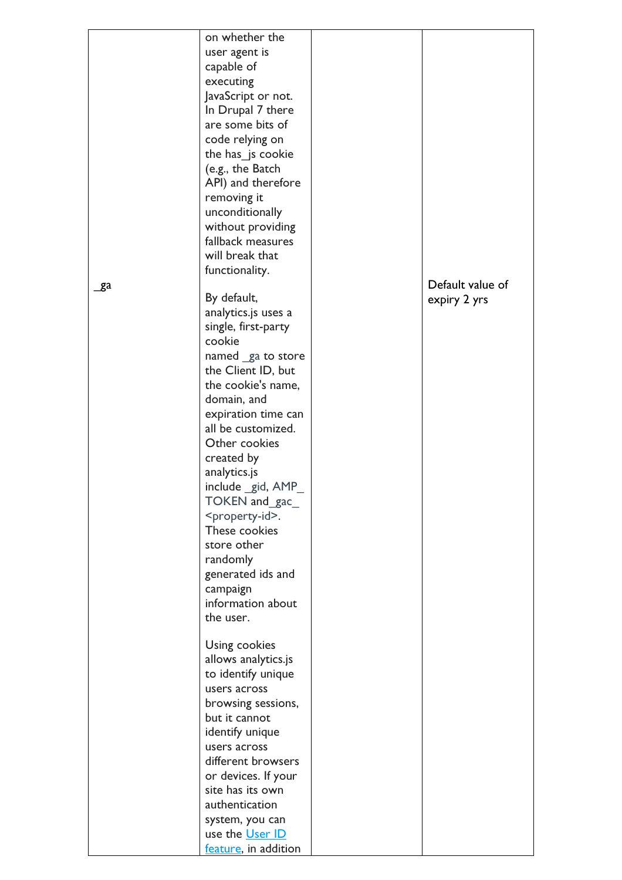| | | | |
|---|---|---|---|
| | on whether the user agent is capable of executing JavaScript or not. In Drupal 7 there are some bits of code relying on the has_js cookie (e.g., the Batch API) and therefore removing it unconditionally without providing fallback measures will break that functionality. | | |
| _ga | By default, analytics.js uses a single, first-party cookie named _ga to store the Client ID, but the cookie's name, domain, and expiration time can all be customized. Other cookies created by analytics.js include _gid, AMP_TOKEN and_gac_<property-id>. These cookies store other randomly generated ids and campaign information about the user.<br><br>Using cookies allows analytics.js to identify unique users across browsing sessions, but it cannot identify unique users across different browsers or devices. If your site has its own authentication system, you can use the User ID feature, in addition | | Default value of expiry 2 yrs |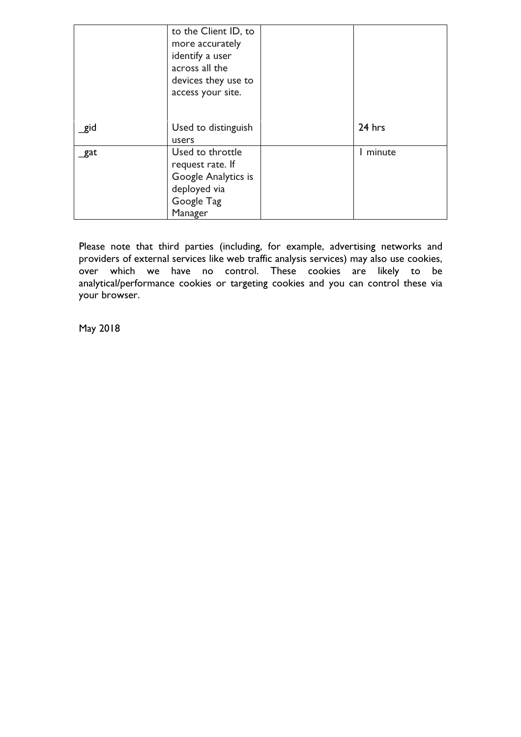| | | | |
|---|---|---|---|
| | to the Client ID, to more accurately identify a user across all the devices they use to access your site. | | |
| _gid | Used to distinguish users | | 24 hrs |
| _gat | Used to throttle request rate. If Google Analytics is deployed via Google Tag Manager | | 1 minute |

Please note that third parties (including, for example, advertising networks and providers of external services like web traffic analysis services) may also use cookies, over which we have no control. These cookies are likely to be analytical/performance cookies or targeting cookies and you can control these via your browser.

May 2018